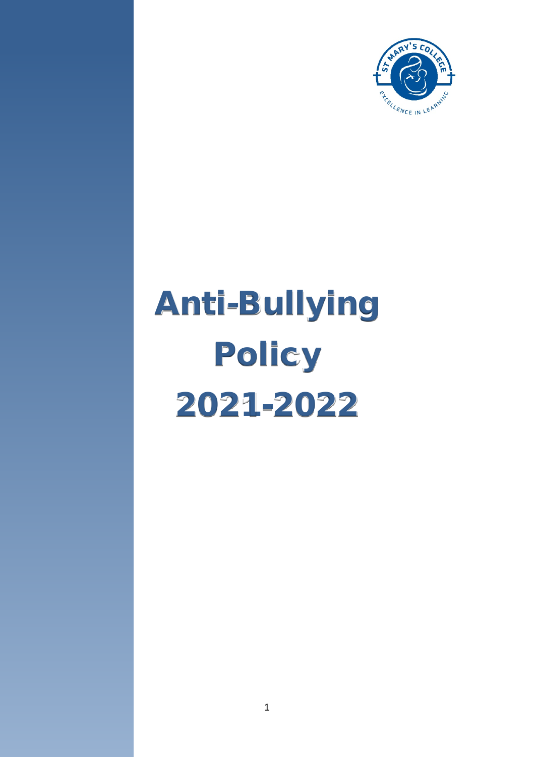# Anti-Bullying Policy 2021-2022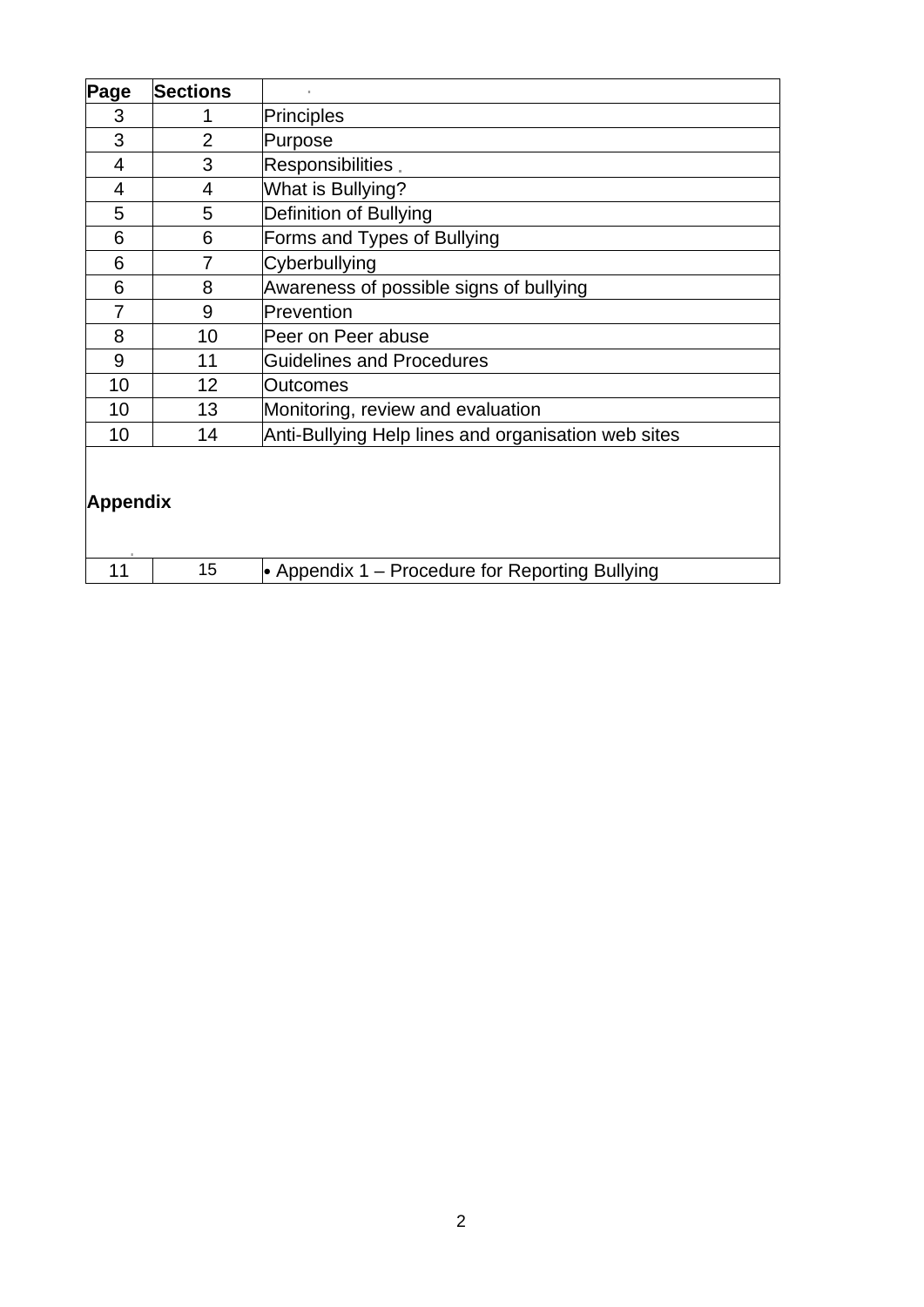| Page | Sections | |
|---|---|---|
| 3 | 1 | Principles |
| 3 | 2 | Purpose |
| 4 | 3 | Responsibilities |
| 4 | 4 | What is Bullying? |
| 5 | 5 | Definition of Bullying |
| 6 | 6 | Forms and Types of Bullying |
| 6 | 7 | Cyberbullying |
| 6 | 8 | Awareness of possible signs of bullying |
| 7 | 9 | Prevention |
| 8 | 10 | Peer on Peer abuse |
| 9 | 11 | Guidelines and Procedures |
| 10 | 12 | Outcomes |
| 10 | 13 | Monitoring, review and evaluation |
| 10 | 14 | Anti-Bullying Help lines and organisation web sites |
| **Appendix** | | |
| 11 | 15 | • Appendix 1 – Procedure for Reporting Bullying |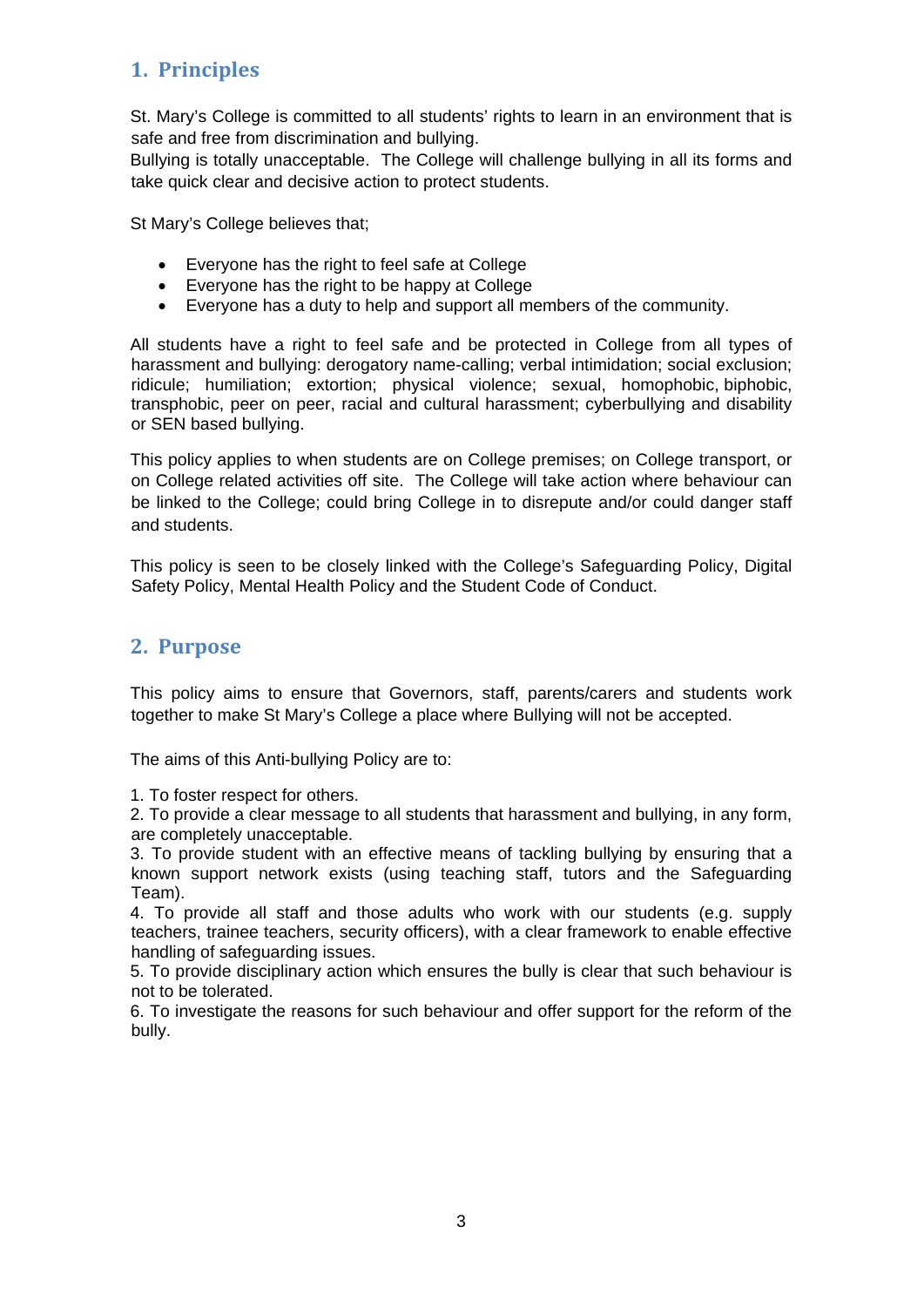## 1. Principles

St. Mary's College is committed to all students' rights to learn in an environment that is safe and free from discrimination and bullying.
Bullying is totally unacceptable. The College will challenge bullying in all its forms and take quick clear and decisive action to protect students.

St Mary's College believes that;

- Everyone has the right to feel safe at College
- Everyone has the right to be happy at College
- Everyone has a duty to help and support all members of the community.

All students have a right to feel safe and be protected in College from all types of harassment and bullying: derogatory name-calling; verbal intimidation; social exclusion; ridicule; humiliation; extortion; physical violence; sexual, homophobic, biphobic, transphobic, peer on peer, racial and cultural harassment; cyberbullying and disability or SEN based bullying.

This policy applies to when students are on College premises; on College transport, or on College related activities off site. The College will take action where behaviour can be linked to the College; could bring College in to disrepute and/or could danger staff and students.

This policy is seen to be closely linked with the College's Safeguarding Policy, Digital Safety Policy, Mental Health Policy and the Student Code of Conduct.

## 2. Purpose

This policy aims to ensure that Governors, staff, parents/carers and students work together to make St Mary's College a place where Bullying will not be accepted.

The aims of this Anti-bullying Policy are to:

1. To foster respect for others.
2. To provide a clear message to all students that harassment and bullying, in any form, are completely unacceptable.
3. To provide student with an effective means of tackling bullying by ensuring that a known support network exists (using teaching staff, tutors and the Safeguarding Team).
4. To provide all staff and those adults who work with our students (e.g. supply teachers, trainee teachers, security officers), with a clear framework to enable effective handling of safeguarding issues.
5. To provide disciplinary action which ensures the bully is clear that such behaviour is not to be tolerated.
6. To investigate the reasons for such behaviour and offer support for the reform of the bully.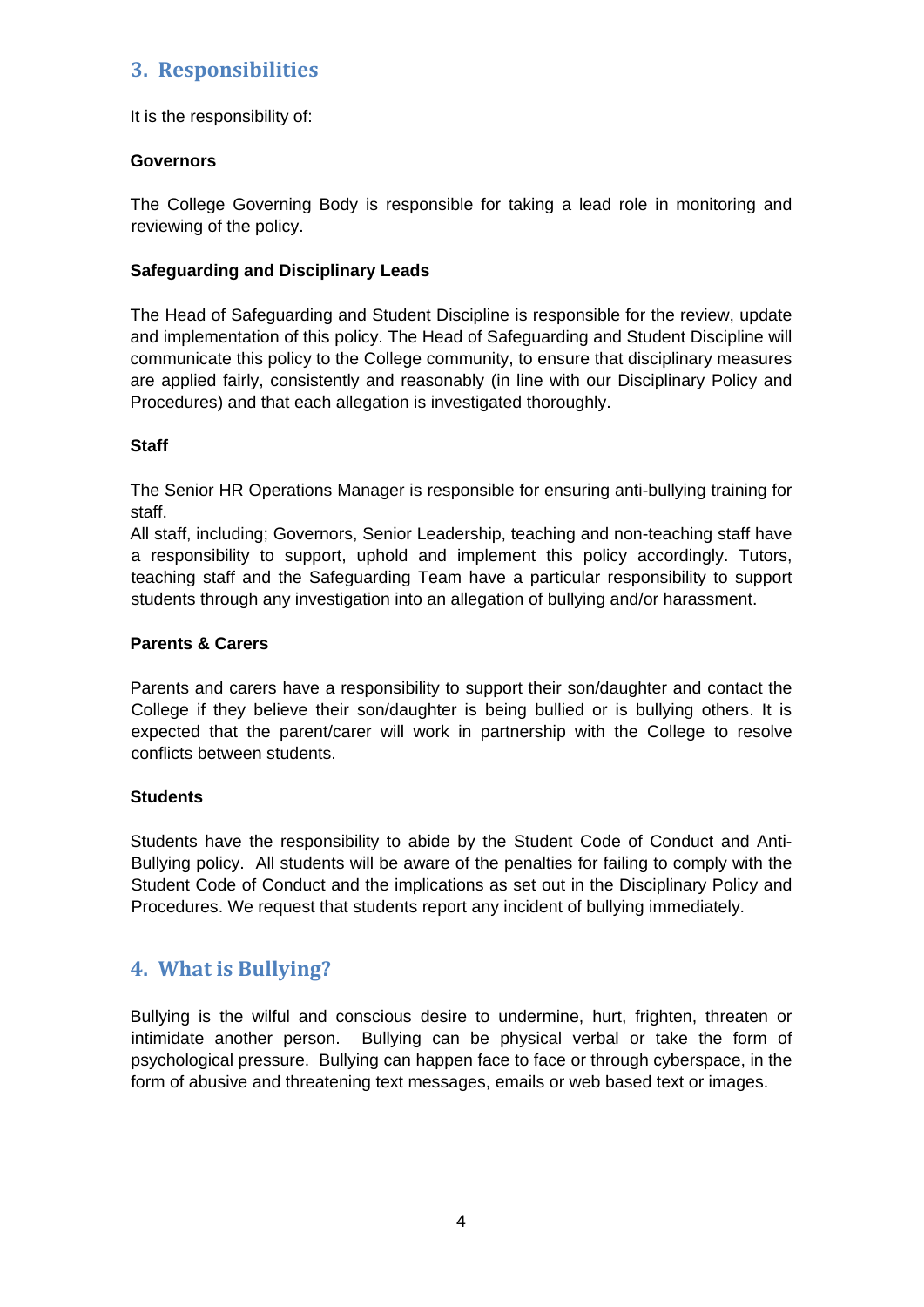## 3. Responsibilities

It is the responsibility of:

**Governors**

The College Governing Body is responsible for taking a lead role in monitoring and reviewing of the policy.

**Safeguarding and Disciplinary Leads**

The Head of Safeguarding and Student Discipline is responsible for the review, update and implementation of this policy. The Head of Safeguarding and Student Discipline will communicate this policy to the College community, to ensure that disciplinary measures are applied fairly, consistently and reasonably (in line with our Disciplinary Policy and Procedures) and that each allegation is investigated thoroughly.

**Staff**

The Senior HR Operations Manager is responsible for ensuring anti-bullying training for staff.
All staff, including; Governors, Senior Leadership, teaching and non-teaching staff have a responsibility to support, uphold and implement this policy accordingly. Tutors, teaching staff and the Safeguarding Team have a particular responsibility to support students through any investigation into an allegation of bullying and/or harassment.

**Parents & Carers**

Parents and carers have a responsibility to support their son/daughter and contact the College if they believe their son/daughter is being bullied or is bullying others. It is expected that the parent/carer will work in partnership with the College to resolve conflicts between students.

**Students**

Students have the responsibility to abide by the Student Code of Conduct and Anti-Bullying policy. All students will be aware of the penalties for failing to comply with the Student Code of Conduct and the implications as set out in the Disciplinary Policy and Procedures. We request that students report any incident of bullying immediately.

## 4. What is Bullying?

Bullying is the wilful and conscious desire to undermine, hurt, frighten, threaten or intimidate another person. Bullying can be physical verbal or take the form of psychological pressure. Bullying can happen face to face or through cyberspace, in the form of abusive and threatening text messages, emails or web based text or images.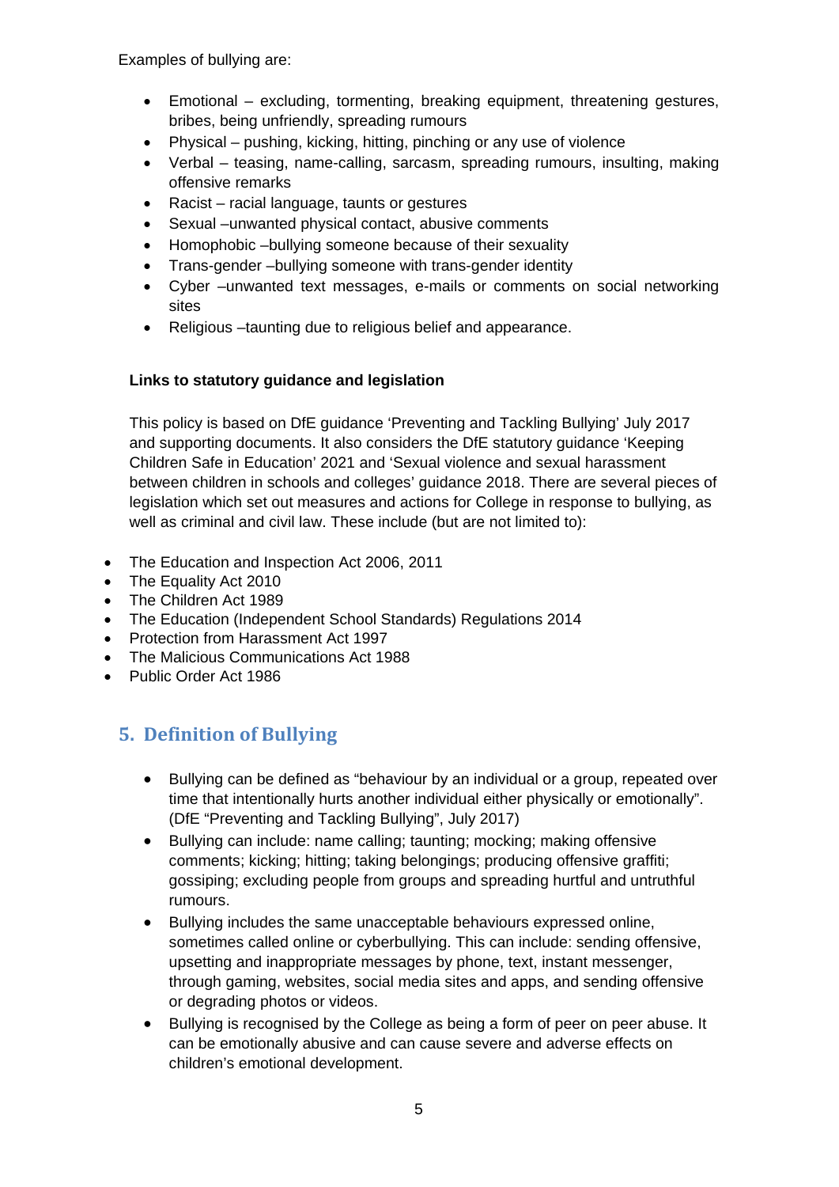Examples of bullying are:

- Emotional – excluding, tormenting, breaking equipment, threatening gestures, bribes, being unfriendly, spreading rumours
- Physical – pushing, kicking, hitting, pinching or any use of violence
- Verbal – teasing, name-calling, sarcasm, spreading rumours, insulting, making offensive remarks
- Racist – racial language, taunts or gestures
- Sexual –unwanted physical contact, abusive comments
- Homophobic –bullying someone because of their sexuality
- Trans-gender –bullying someone with trans-gender identity
- Cyber –unwanted text messages, e-mails or comments on social networking sites
- Religious –taunting due to religious belief and appearance.

**Links to statutory guidance and legislation**

This policy is based on DfE guidance 'Preventing and Tackling Bullying' July 2017 and supporting documents. It also considers the DfE statutory guidance 'Keeping Children Safe in Education' 2021 and 'Sexual violence and sexual harassment between children in schools and colleges' guidance 2018. There are several pieces of legislation which set out measures and actions for College in response to bullying, as well as criminal and civil law. These include (but are not limited to):

- The Education and Inspection Act 2006, 2011
- The Equality Act 2010
- The Children Act 1989
- The Education (Independent School Standards) Regulations 2014
- Protection from Harassment Act 1997
- The Malicious Communications Act 1988
- Public Order Act 1986

## 5. Definition of Bullying

- Bullying can be defined as "behaviour by an individual or a group, repeated over time that intentionally hurts another individual either physically or emotionally". (DfE "Preventing and Tackling Bullying", July 2017)
- Bullying can include: name calling; taunting; mocking; making offensive comments; kicking; hitting; taking belongings; producing offensive graffiti; gossiping; excluding people from groups and spreading hurtful and untruthful rumours.
- Bullying includes the same unacceptable behaviours expressed online, sometimes called online or cyberbullying. This can include: sending offensive, upsetting and inappropriate messages by phone, text, instant messenger, through gaming, websites, social media sites and apps, and sending offensive or degrading photos or videos.
- Bullying is recognised by the College as being a form of peer on peer abuse. It can be emotionally abusive and can cause severe and adverse effects on children's emotional development.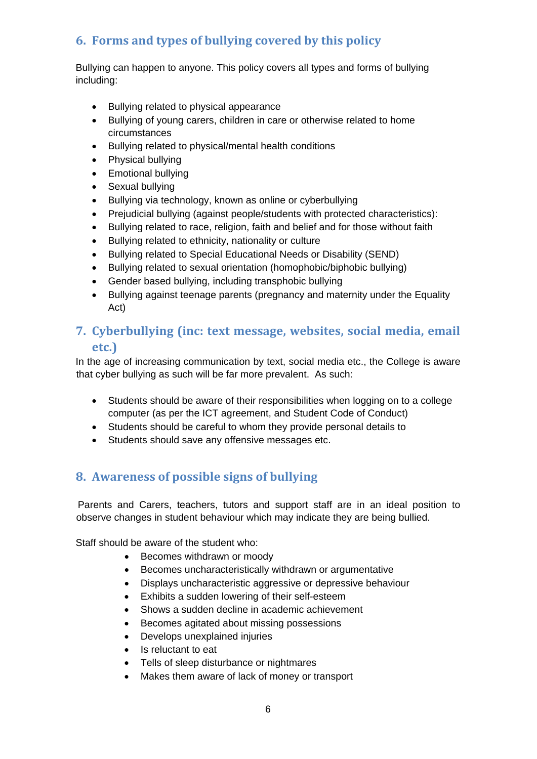## 6. Forms and types of bullying covered by this policy

Bullying can happen to anyone. This policy covers all types and forms of bullying including:

- Bullying related to physical appearance
- Bullying of young carers, children in care or otherwise related to home circumstances
- Bullying related to physical/mental health conditions
- Physical bullying
- Emotional bullying
- Sexual bullying
- Bullying via technology, known as online or cyberbullying
- Prejudicial bullying (against people/students with protected characteristics):
- Bullying related to race, religion, faith and belief and for those without faith
- Bullying related to ethnicity, nationality or culture
- Bullying related to Special Educational Needs or Disability (SEND)
- Bullying related to sexual orientation (homophobic/biphobic bullying)
- Gender based bullying, including transphobic bullying
- Bullying against teenage parents (pregnancy and maternity under the Equality Act)

## 7. Cyberbullying (inc: text message, websites, social media, email etc.)

In the age of increasing communication by text, social media etc., the College is aware that cyber bullying as such will be far more prevalent. As such:

- Students should be aware of their responsibilities when logging on to a college computer (as per the ICT agreement, and Student Code of Conduct)
- Students should be careful to whom they provide personal details to
- Students should save any offensive messages etc.

## 8. Awareness of possible signs of bullying

Parents and Carers, teachers, tutors and support staff are in an ideal position to observe changes in student behaviour which may indicate they are being bullied.

Staff should be aware of the student who:

- Becomes withdrawn or moody
- Becomes uncharacteristically withdrawn or argumentative
- Displays uncharacteristic aggressive or depressive behaviour
- Exhibits a sudden lowering of their self-esteem
- Shows a sudden decline in academic achievement
- Becomes agitated about missing possessions
- Develops unexplained injuries
- Is reluctant to eat
- Tells of sleep disturbance or nightmares
- Makes them aware of lack of money or transport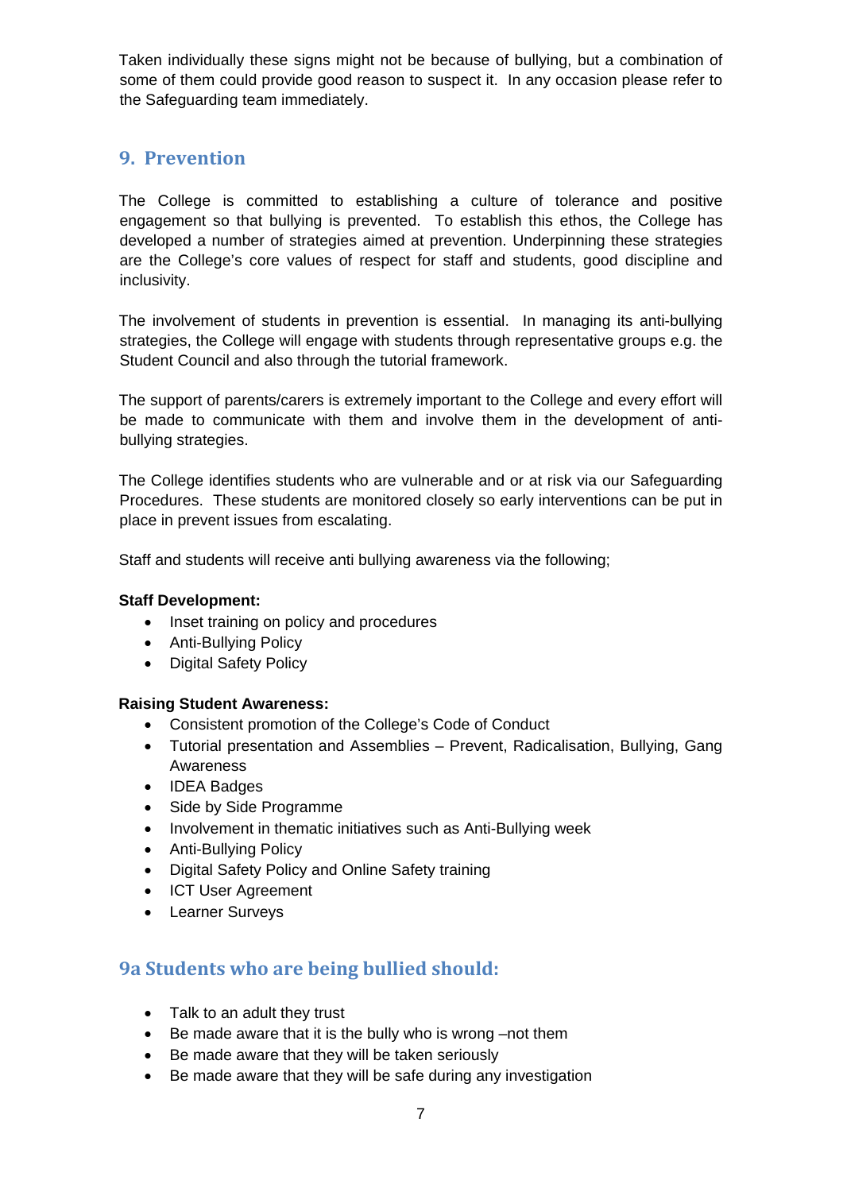Taken individually these signs might not be because of bullying, but a combination of some of them could provide good reason to suspect it. In any occasion please refer to the Safeguarding team immediately.

## 9. Prevention

The College is committed to establishing a culture of tolerance and positive engagement so that bullying is prevented. To establish this ethos, the College has developed a number of strategies aimed at prevention. Underpinning these strategies are the College's core values of respect for staff and students, good discipline and inclusivity.

The involvement of students in prevention is essential. In managing its anti-bullying strategies, the College will engage with students through representative groups e.g. the Student Council and also through the tutorial framework.

The support of parents/carers is extremely important to the College and every effort will be made to communicate with them and involve them in the development of anti-bullying strategies.

The College identifies students who are vulnerable and or at risk via our Safeguarding Procedures. These students are monitored closely so early interventions can be put in place in prevent issues from escalating.

Staff and students will receive anti bullying awareness via the following;

**Staff Development:**

- Inset training on policy and procedures
- Anti-Bullying Policy
- Digital Safety Policy

**Raising Student Awareness:**

- Consistent promotion of the College's Code of Conduct
- Tutorial presentation and Assemblies – Prevent, Radicalisation, Bullying, Gang Awareness
- IDEA Badges
- Side by Side Programme
- Involvement in thematic initiatives such as Anti-Bullying week
- Anti-Bullying Policy
- Digital Safety Policy and Online Safety training
- ICT User Agreement
- Learner Surveys

## 9a Students who are being bullied should:

- Talk to an adult they trust
- Be made aware that it is the bully who is wrong –not them
- Be made aware that they will be taken seriously
- Be made aware that they will be safe during any investigation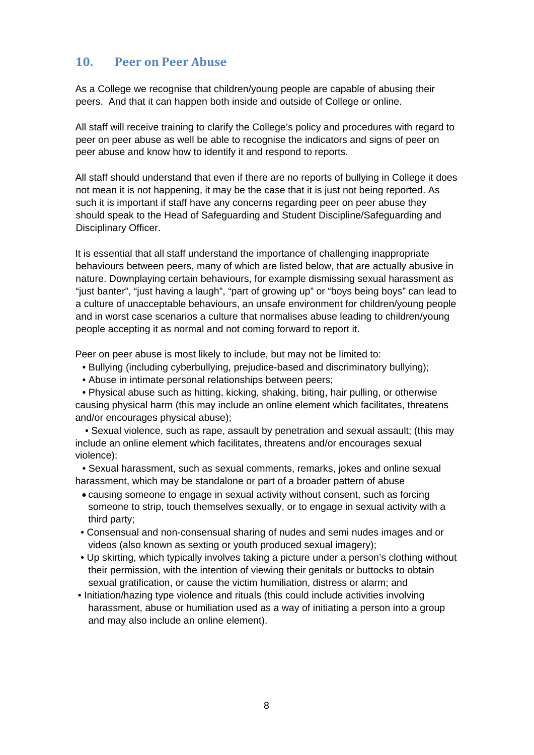## 10. Peer on Peer Abuse

As a College we recognise that children/young people are capable of abusing their peers. And that it can happen both inside and outside of College or online.

All staff will receive training to clarify the College's policy and procedures with regard to peer on peer abuse as well be able to recognise the indicators and signs of peer on peer abuse and know how to identify it and respond to reports.

All staff should understand that even if there are no reports of bullying in College it does not mean it is not happening, it may be the case that it is just not being reported. As such it is important if staff have any concerns regarding peer on peer abuse they should speak to the Head of Safeguarding and Student Discipline/Safeguarding and Disciplinary Officer.

It is essential that all staff understand the importance of challenging inappropriate behaviours between peers, many of which are listed below, that are actually abusive in nature. Downplaying certain behaviours, for example dismissing sexual harassment as "just banter", "just having a laugh", "part of growing up" or "boys being boys" can lead to a culture of unacceptable behaviours, an unsafe environment for children/young people and in worst case scenarios a culture that normalises abuse leading to children/young people accepting it as normal and not coming forward to report it.

Peer on peer abuse is most likely to include, but may not be limited to:

- Bullying (including cyberbullying, prejudice-based and discriminatory bullying);
- Abuse in intimate personal relationships between peers;
- Physical abuse such as hitting, kicking, shaking, biting, hair pulling, or otherwise causing physical harm (this may include an online element which facilitates, threatens and/or encourages physical abuse);
- Sexual violence, such as rape, assault by penetration and sexual assault; (this may include an online element which facilitates, threatens and/or encourages sexual violence);
- Sexual harassment, such as sexual comments, remarks, jokes and online sexual harassment, which may be standalone or part of a broader pattern of abuse
- causing someone to engage in sexual activity without consent, such as forcing someone to strip, touch themselves sexually, or to engage in sexual activity with a third party;
- Consensual and non-consensual sharing of nudes and semi nudes images and or videos (also known as sexting or youth produced sexual imagery);
- Up skirting, which typically involves taking a picture under a person's clothing without their permission, with the intention of viewing their genitals or buttocks to obtain sexual gratification, or cause the victim humiliation, distress or alarm; and
- Initiation/hazing type violence and rituals (this could include activities involving harassment, abuse or humiliation used as a way of initiating a person into a group and may also include an online element).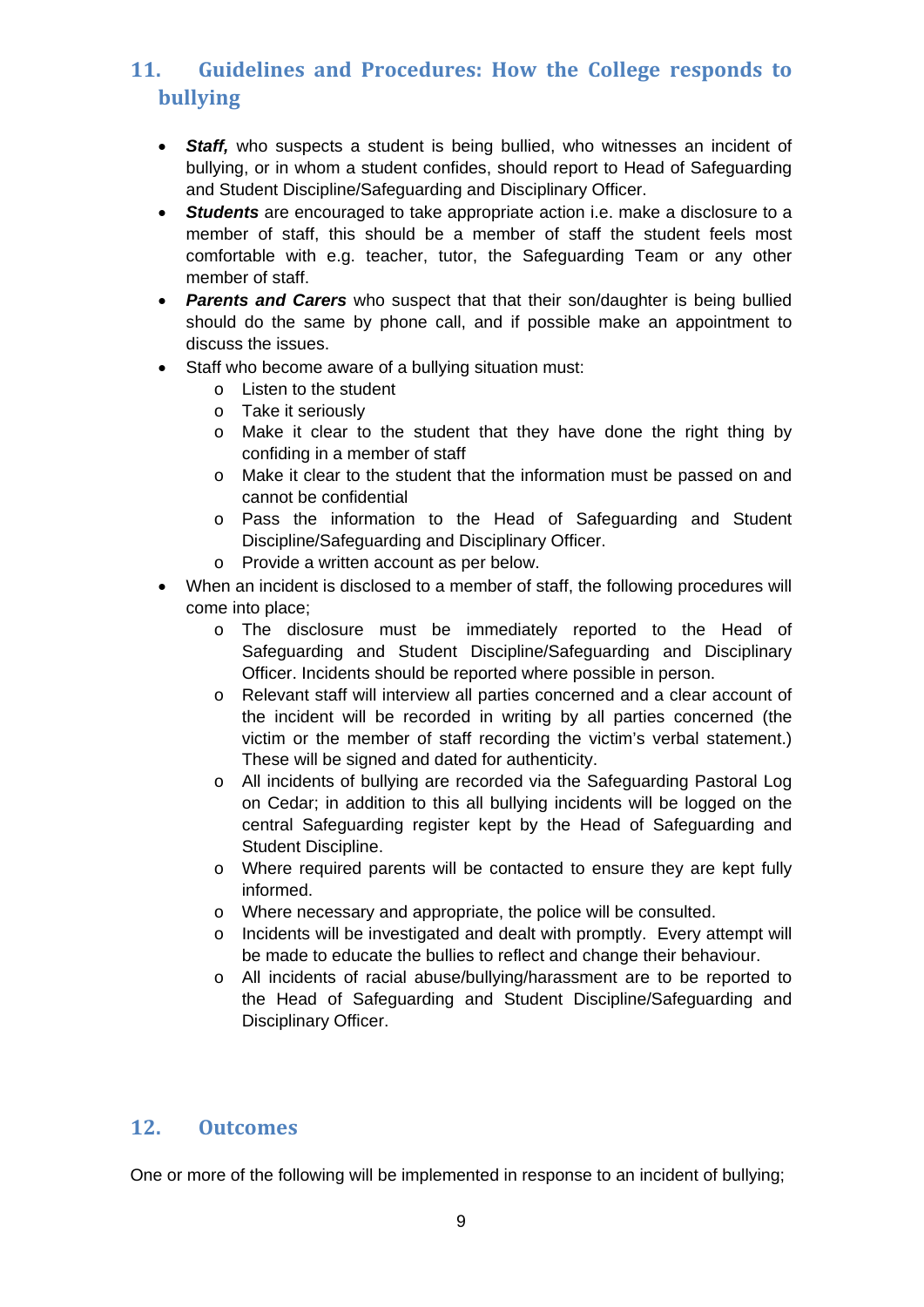## 11. Guidelines and Procedures: How the College responds to bullying

- ***Staff,*** who suspects a student is being bullied, who witnesses an incident of bullying, or in whom a student confides, should report to Head of Safeguarding and Student Discipline/Safeguarding and Disciplinary Officer.
- ***Students*** are encouraged to take appropriate action i.e. make a disclosure to a member of staff, this should be a member of staff the student feels most comfortable with e.g. teacher, tutor, the Safeguarding Team or any other member of staff.
- ***Parents and Carers*** who suspect that that their son/daughter is being bullied should do the same by phone call, and if possible make an appointment to discuss the issues.
- Staff who become aware of a bullying situation must:
    - Listen to the student
    - Take it seriously
    - Make it clear to the student that they have done the right thing by confiding in a member of staff
    - Make it clear to the student that the information must be passed on and cannot be confidential
    - Pass the information to the Head of Safeguarding and Student Discipline/Safeguarding and Disciplinary Officer.
    - Provide a written account as per below.
- When an incident is disclosed to a member of staff, the following procedures will come into place;
    - The disclosure must be immediately reported to the Head of Safeguarding and Student Discipline/Safeguarding and Disciplinary Officer. Incidents should be reported where possible in person.
    - Relevant staff will interview all parties concerned and a clear account of the incident will be recorded in writing by all parties concerned (the victim or the member of staff recording the victim's verbal statement.) These will be signed and dated for authenticity.
    - All incidents of bullying are recorded via the Safeguarding Pastoral Log on Cedar; in addition to this all bullying incidents will be logged on the central Safeguarding register kept by the Head of Safeguarding and Student Discipline.
    - Where required parents will be contacted to ensure they are kept fully informed.
    - Where necessary and appropriate, the police will be consulted.
    - Incidents will be investigated and dealt with promptly. Every attempt will be made to educate the bullies to reflect and change their behaviour.
    - All incidents of racial abuse/bullying/harassment are to be reported to the Head of Safeguarding and Student Discipline/Safeguarding and Disciplinary Officer.

## 12. Outcomes

One or more of the following will be implemented in response to an incident of bullying;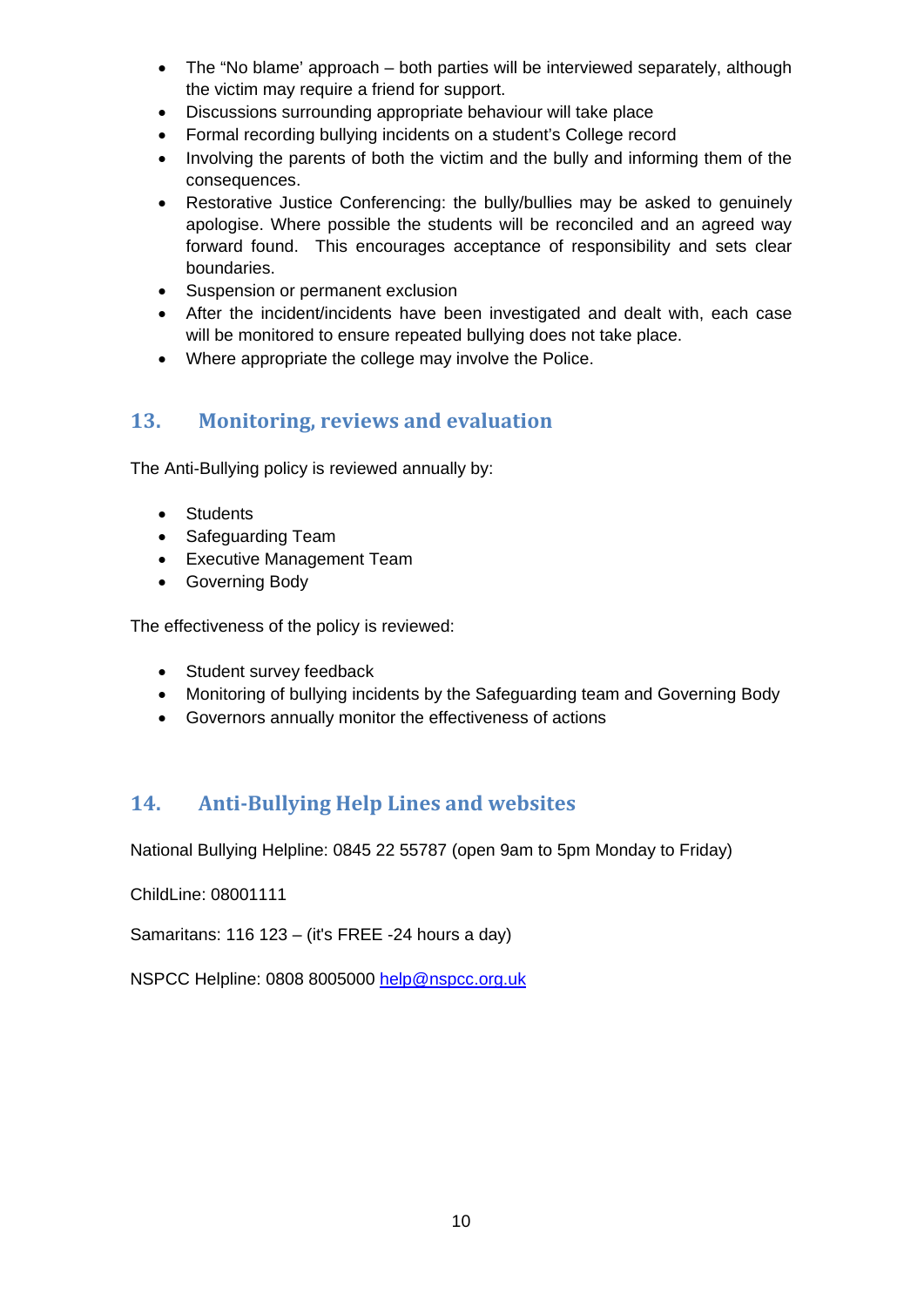- The “No blame’ approach – both parties will be interviewed separately, although the victim may require a friend for support.
- Discussions surrounding appropriate behaviour will take place
- Formal recording bullying incidents on a student’s College record
- Involving the parents of both the victim and the bully and informing them of the consequences.
- Restorative Justice Conferencing: the bully/bullies may be asked to genuinely apologise. Where possible the students will be reconciled and an agreed way forward found. This encourages acceptance of responsibility and sets clear boundaries.
- Suspension or permanent exclusion
- After the incident/incidents have been investigated and dealt with, each case will be monitored to ensure repeated bullying does not take place.
- Where appropriate the college may involve the Police.

## 13. Monitoring, reviews and evaluation

The Anti-Bullying policy is reviewed annually by:

- Students
- Safeguarding Team
- Executive Management Team
- Governing Body

The effectiveness of the policy is reviewed:

- Student survey feedback
- Monitoring of bullying incidents by the Safeguarding team and Governing Body
- Governors annually monitor the effectiveness of actions

## 14. Anti-Bullying Help Lines and websites

National Bullying Helpline: 0845 22 55787 (open 9am to 5pm Monday to Friday)

ChildLine: 08001111

Samaritans: 116 123 – (it's FREE -24 hours a day)

NSPCC Helpline: 0808 8005000 help@nspcc.org.uk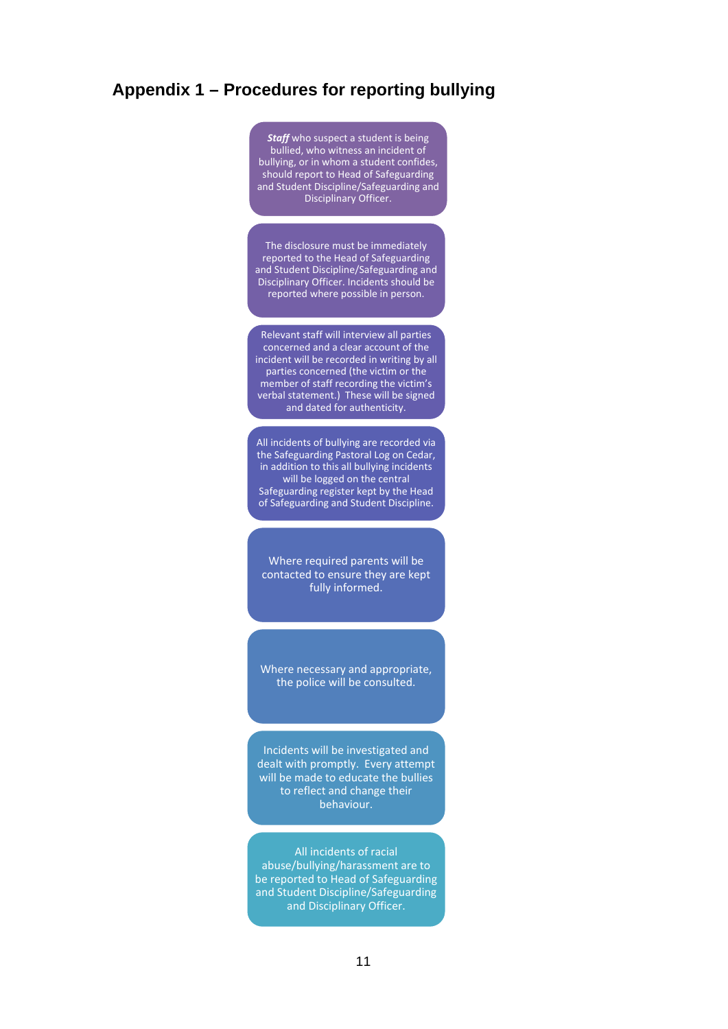## Appendix 1 – Procedures for reporting bullying

***Staff*** who suspect a student is being bullied, who witness an incident of bullying, or in whom a student confides, should report to Head of Safeguarding and Student Discipline/Safeguarding and Disciplinary Officer.

The disclosure must be immediately reported to the Head of Safeguarding and Student Discipline/Safeguarding and Disciplinary Officer. Incidents should be reported where possible in person.

Relevant staff will interview all parties concerned and a clear account of the incident will be recorded in writing by all parties concerned (the victim or the member of staff recording the victim's verbal statement.) These will be signed and dated for authenticity.

All incidents of bullying are recorded via the Safeguarding Pastoral Log on Cedar, in addition to this all bullying incidents will be logged on the central Safeguarding register kept by the Head of Safeguarding and Student Discipline.

Where required parents will be contacted to ensure they are kept fully informed.

Where necessary and appropriate, the police will be consulted.

Incidents will be investigated and dealt with promptly. Every attempt will be made to educate the bullies to reflect and change their behaviour.

All incidents of racial abuse/bullying/harassment are to be reported to Head of Safeguarding and Student Discipline/Safeguarding and Disciplinary Officer.